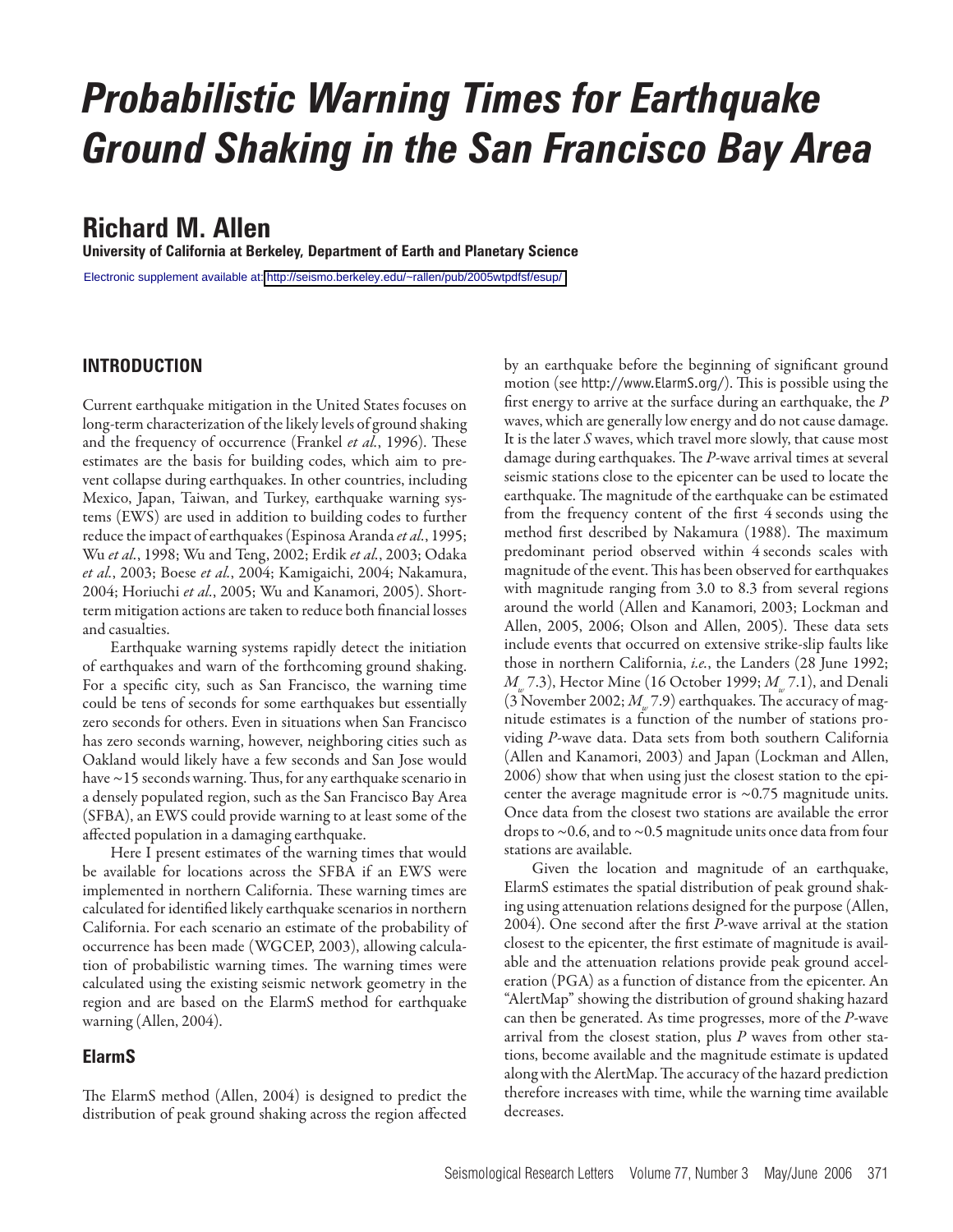# Probabilistic Warning Times for Earthquake Ground Shaking in the San Francisco Bay Area

## Richard M. Allen

**University of California at Berkeley, Department of Earth and Planetary Science**

Electronic supplement available at: http://seismo.berkeley.edu/~rallen/pub/2005wtpdfsf/esup/

## INTRODUCTION

Current earthquake mitigation in the United States focuses on long-term characterization of the likely levels of ground shaking and the frequency of occurrence (Frankel *et al.*, 1996). These estimates are the basis for building codes, which aim to prevent collapse during earthquakes. In other countries, including Mexico, Japan, Taiwan, and Turkey, earthquake warning systems (EWS) are used in addition to building codes to further reduce the impact of earthquakes (Espinosa Aranda *et al.*, 1995; Wu *et al.*, 1998; Wu and Teng, 2002; Erdik *et al.*, 2003; Odaka *et al.*, 2003; Boese *et al.*, 2004; Kamigaichi, 2004; Nakamura, 2004; Horiuchi *et al.*, 2005; Wu and Kanamori, 2005). Short-term mitigation actions are taken to reduce both financial losses and casualties.

Earthquake warning systems rapidly detect the initiation of earthquakes and warn of the forthcoming ground shaking. For a specific city, such as San Francisco, the warning time could be tens of seconds for some earthquakes but essentially zero seconds for others. Even in situations when San Francisco has zero seconds warning, however, neighboring cities such as Oakland would likely have a few seconds and San Jose would have ~15 seconds warning. Thus, for any earthquake scenario in a densely populated region, such as the San Francisco Bay Area (SFBA), an EWS could provide warning to at least some of the affected population in a damaging earthquake.

Here I present estimates of the warning times that would be available for locations across the SFBA if an EWS were implemented in northern California. These warning times are calculated for identified likely earthquake scenarios in northern California. For each scenario an estimate of the probability of occurrence has been made (WGCEP, 2003), allowing calculation of probabilistic warning times. The warning times were calculated using the existing seismic network geometry in the region and are based on the ElarmS method for earthquake warning (Allen, 2004).

### ElarmS

The ElarmS method (Allen, 2004) is designed to predict the distribution of peak ground shaking across the region affected by an earthquake before the beginning of significant ground motion (see http://www.ElarmS.org/). This is possible using the first energy to arrive at the surface during an earthquake, the *P* waves, which are generally low energy and do not cause damage. It is the later *S* waves, which travel more slowly, that cause most damage during earthquakes. The *P*-wave arrival times at several seismic stations close to the epicenter can be used to locate the earthquake. The magnitude of the earthquake can be estimated from the frequency content of the first 4 seconds using the method first described by Nakamura (1988). The maximum predominant period observed within 4 seconds scales with magnitude of the event. This has been observed for earthquakes with magnitude ranging from 3.0 to 8.3 from several regions around the world (Allen and Kanamori, 2003; Lockman and Allen, 2005, 2006; Olson and Allen, 2005). These data sets include events that occurred on extensive strike-slip faults like those in northern California, *i.e.*, the Landers (28 June 1992; $M_w$ 7.3), Hector Mine (16 October 1999; $M_w$ 7.1), and Denali (3 November 2002; $M_w$ 7.9) earthquakes. The accuracy of magnitude estimates is a function of the number of stations providing *P*-wave data. Data sets from both southern California (Allen and Kanamori, 2003) and Japan (Lockman and Allen, 2006) show that when using just the closest station to the epicenter the average magnitude error is ~0.75 magnitude units. Once data from the closest two stations are available the error drops to ~0.6, and to ~0.5 magnitude units once data from four stations are available.

Given the location and magnitude of an earthquake, ElarmS estimates the spatial distribution of peak ground shaking using attenuation relations designed for the purpose (Allen, 2004). One second after the first *P*-wave arrival at the station closest to the epicenter, the first estimate of magnitude is available and the attenuation relations provide peak ground acceleration (PGA) as a function of distance from the epicenter. An "AlertMap" showing the distribution of ground shaking hazard can then be generated. As time progresses, more of the *P*-wave arrival from the closest station, plus *P* waves from other stations, become available and the magnitude estimate is updated along with the AlertMap. The accuracy of the hazard prediction therefore increases with time, while the warning time available decreases.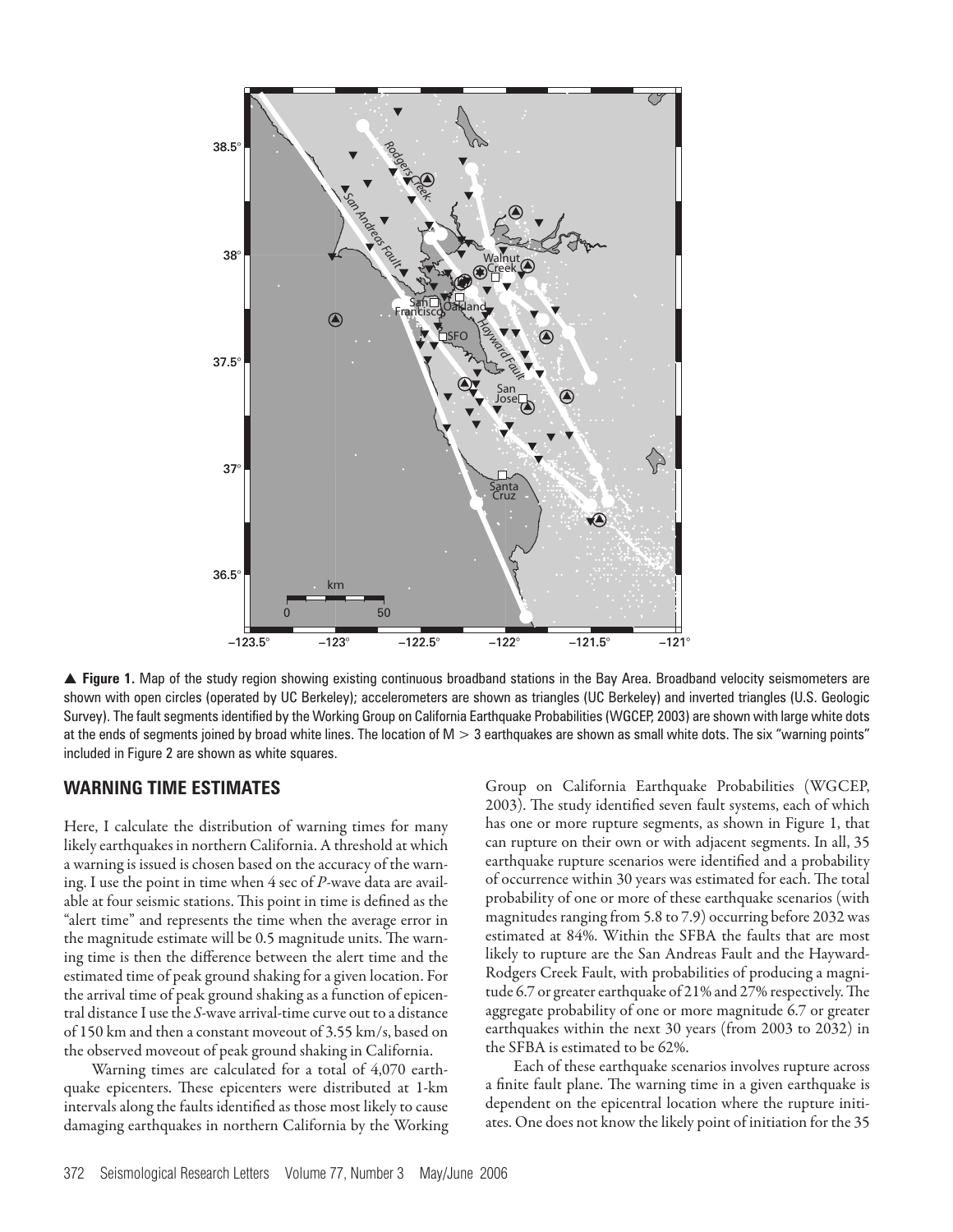▲ **Figure 1.** Map of the study region showing existing continuous broadband stations in the Bay Area. Broadband velocity seismometers are shown with open circles (operated by UC Berkeley); accelerometers are shown as triangles (UC Berkeley) and inverted triangles (U.S. Geologic Survey). The fault segments identified by the Working Group on California Earthquake Probabilities (WGCEP, 2003) are shown with large white dots at the ends of segments joined by broad white lines. The location of M > 3 earthquakes are shown as small white dots. The six "warning points" included in Figure 2 are shown as white squares.

## WARNING TIME ESTIMATES

Here, I calculate the distribution of warning times for many likely earthquakes in northern California. A threshold at which a warning is issued is chosen based on the accuracy of the warning. I use the point in time when 4 sec of *P*-wave data are available at four seismic stations. This point in time is defined as the "alert time" and represents the time when the average error in the magnitude estimate will be 0.5 magnitude units. The warning time is then the difference between the alert time and the estimated time of peak ground shaking for a given location. For the arrival time of peak ground shaking as a function of epicentral distance I use the *S*-wave arrival-time curve out to a distance of 150 km and then a constant moveout of 3.55 km/s, based on the observed moveout of peak ground shaking in California.

Warning times are calculated for a total of 4,070 earthquake epicenters. These epicenters were distributed at 1-km intervals along the faults identified as those most likely to cause damaging earthquakes in northern California by the Working Group on California Earthquake Probabilities (WGCEP, 2003). The study identified seven fault systems, each of which has one or more rupture segments, as shown in Figure 1, that can rupture on their own or with adjacent segments. In all, 35 earthquake rupture scenarios were identified and a probability of occurrence within 30 years was estimated for each. The total probability of one or more of these earthquake scenarios (with magnitudes ranging from 5.8 to 7.9) occurring before 2032 was estimated at 84%. Within the SFBA the faults that are most likely to rupture are the San Andreas Fault and the Hayward-Rodgers Creek Fault, with probabilities of producing a magnitude 6.7 or greater earthquake of 21% and 27% respectively. The aggregate probability of one or more magnitude 6.7 or greater earthquakes within the next 30 years (from 2003 to 2032) in the SFBA is estimated to be 62%.

Each of these earthquake scenarios involves rupture across a finite fault plane. The warning time in a given earthquake is dependent on the epicentral location where the rupture initiates. One does not know the likely point of initiation for the 35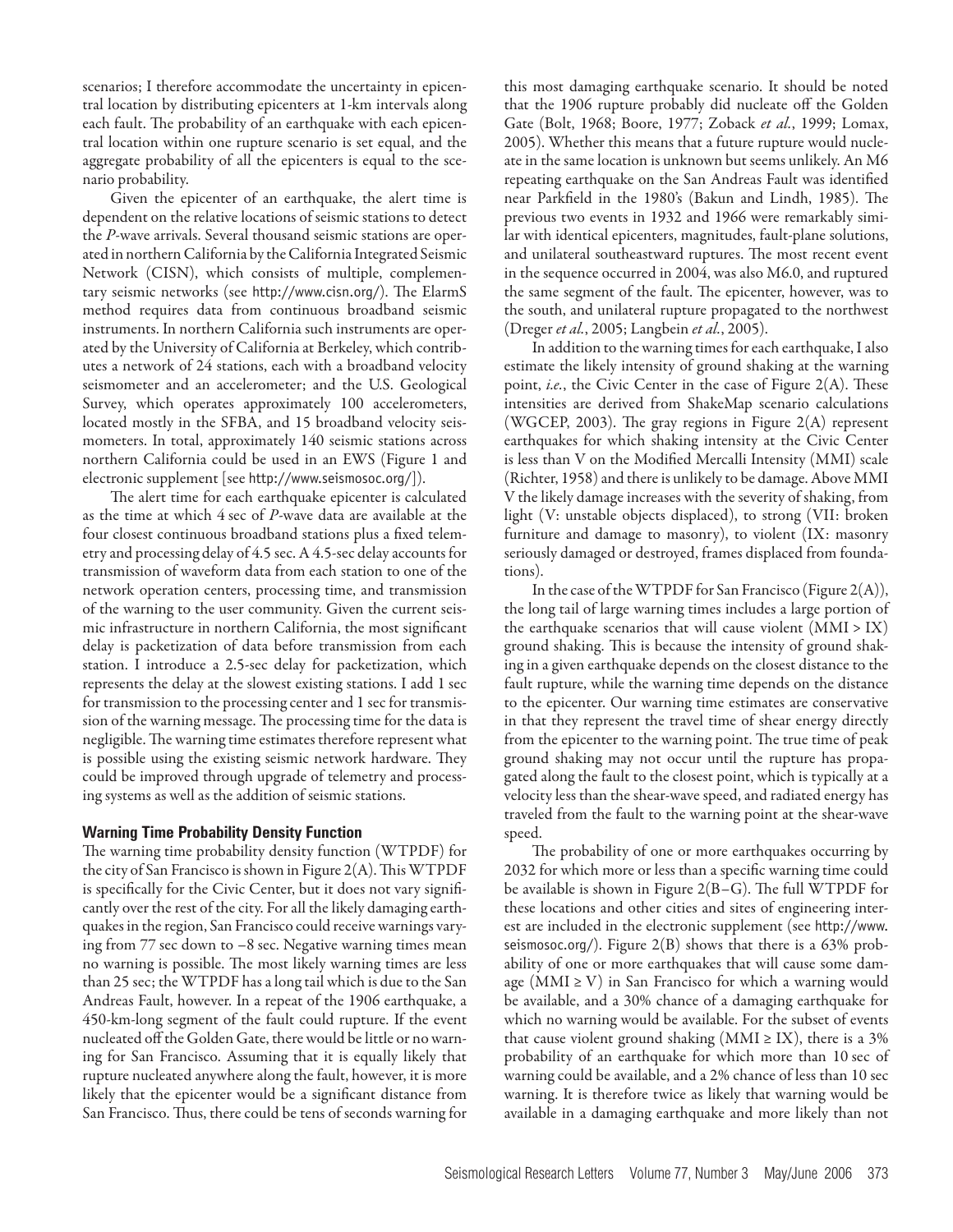scenarios; I therefore accommodate the uncertainty in epicentral location by distributing epicenters at 1-km intervals along each fault. The probability of an earthquake with each epicentral location within one rupture scenario is set equal, and the aggregate probability of all the epicenters is equal to the scenario probability.

Given the epicenter of an earthquake, the alert time is dependent on the relative locations of seismic stations to detect the *P*-wave arrivals. Several thousand seismic stations are operated in northern California by the California Integrated Seismic Network (CISN), which consists of multiple, complementary seismic networks (see http://www.cisn.org/). The ElarmS method requires data from continuous broadband seismic instruments. In northern California such instruments are operated by the University of California at Berkeley, which contributes a network of 24 stations, each with a broadband velocity seismometer and an accelerometer; and the U.S. Geological Survey, which operates approximately 100 accelerometers, located mostly in the SFBA, and 15 broadband velocity seismometers. In total, approximately 140 seismic stations across northern California could be used in an EWS (Figure 1 and electronic supplement [see http://www.seismosoc.org/]).

The alert time for each earthquake epicenter is calculated as the time at which 4 sec of *P*-wave data are available at the four closest continuous broadband stations plus a fixed telemetry and processing delay of 4.5 sec. A 4.5-sec delay accounts for transmission of waveform data from each station to one of the network operation centers, processing time, and transmission of the warning to the user community. Given the current seismic infrastructure in northern California, the most significant delay is packetization of data before transmission from each station. I introduce a 2.5-sec delay for packetization, which represents the delay at the slowest existing stations. I add 1 sec for transmission to the processing center and 1 sec for transmission of the warning message. The processing time for the data is negligible. The warning time estimates therefore represent what is possible using the existing seismic network hardware. They could be improved through upgrade of telemetry and processing systems as well as the addition of seismic stations.

## Warning Time Probability Density Function

The warning time probability density function (WTPDF) for the city of San Francisco is shown in Figure 2(A). This WTPDF is specifically for the Civic Center, but it does not vary significantly over the rest of the city. For all the likely damaging earthquakes in the region, San Francisco could receive warnings varying from 77 sec down to –8 sec. Negative warning times mean no warning is possible. The most likely warning times are less than 25 sec; the WTPDF has a long tail which is due to the San Andreas Fault, however. In a repeat of the 1906 earthquake, a 450-km-long segment of the fault could rupture. If the event nucleated off the Golden Gate, there would be little or no warning for San Francisco. Assuming that it is equally likely that rupture nucleated anywhere along the fault, however, it is more likely that the epicenter would be a significant distance from San Francisco. Thus, there could be tens of seconds warning for this most damaging earthquake scenario. It should be noted that the 1906 rupture probably did nucleate off the Golden Gate (Bolt, 1968; Boore, 1977; Zoback *et al.*, 1999; Lomax, 2005). Whether this means that a future rupture would nucleate in the same location is unknown but seems unlikely. An M6 repeating earthquake on the San Andreas Fault was identified near Parkfield in the 1980's (Bakun and Lindh, 1985). The previous two events in 1932 and 1966 were remarkably similar with identical epicenters, magnitudes, fault-plane solutions, and unilateral southeastward ruptures. The most recent event in the sequence occurred in 2004, was also M6.0, and ruptured the same segment of the fault. The epicenter, however, was to the south, and unilateral rupture propagated to the northwest (Dreger *et al.*, 2005; Langbein *et al.*, 2005).

In addition to the warning times for each earthquake, I also estimate the likely intensity of ground shaking at the warning point, *i.e.*, the Civic Center in the case of Figure 2(A). These intensities are derived from ShakeMap scenario calculations (WGCEP, 2003). The gray regions in Figure 2(A) represent earthquakes for which shaking intensity at the Civic Center is less than V on the Modified Mercalli Intensity (MMI) scale (Richter, 1958) and there is unlikely to be damage. Above MMI V the likely damage increases with the severity of shaking, from light (V: unstable objects displaced), to strong (VII: broken furniture and damage to masonry), to violent (IX: masonry seriously damaged or destroyed, frames displaced from foundations).

In the case of the WTPDF for San Francisco (Figure 2(A)), the long tail of large warning times includes a large portion of the earthquake scenarios that will cause violent (MMI > IX) ground shaking. This is because the intensity of ground shaking in a given earthquake depends on the closest distance to the fault rupture, while the warning time depends on the distance to the epicenter. Our warning time estimates are conservative in that they represent the travel time of shear energy directly from the epicenter to the warning point. The true time of peak ground shaking may not occur until the rupture has propagated along the fault to the closest point, which is typically at a velocity less than the shear-wave speed, and radiated energy has traveled from the fault to the warning point at the shear-wave speed.

The probability of one or more earthquakes occurring by 2032 for which more or less than a specific warning time could be available is shown in Figure 2(B–G). The full WTPDF for these locations and other cities and sites of engineering interest are included in the electronic supplement (see http://www.seismosoc.org/). Figure 2(B) shows that there is a 63% probability of one or more earthquakes that will cause some damage (MMI ≥ V) in San Francisco for which a warning would be available, and a 30% chance of a damaging earthquake for which no warning would be available. For the subset of events that cause violent ground shaking (MMI ≥ IX), there is a 3% probability of an earthquake for which more than 10 sec of warning could be available, and a 2% chance of less than 10 sec warning. It is therefore twice as likely that warning would be available in a damaging earthquake and more likely than not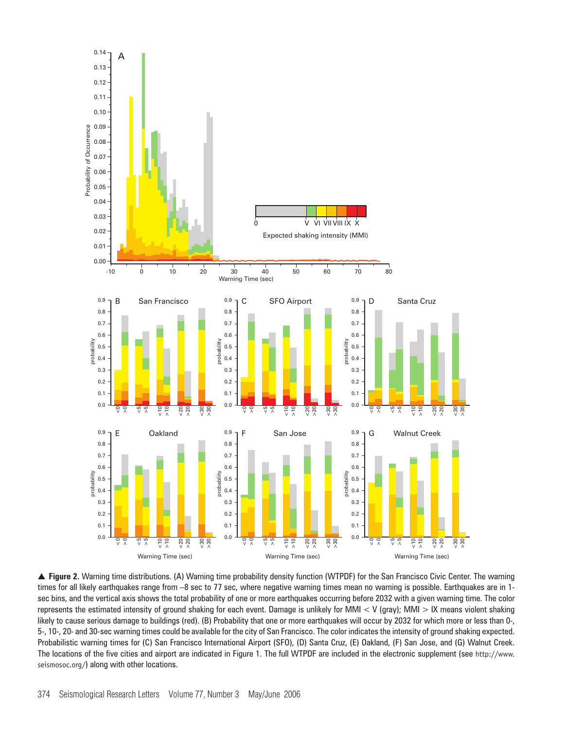▲ **Figure 2.** Warning time distributions. (A) Warning time probability density function (WTPDF) for the San Francisco Civic Center. The warning times for all likely earthquakes range from –8 sec to 77 sec, where negative warning times mean no warning is possible. Earthquakes are in 1-sec bins, and the vertical axis shows the total probability of one or more earthquakes occurring before 2032 with a given warning time. The color represents the estimated intensity of ground shaking for each event. Damage is unlikely for MMI < V (gray); MMI > IX means violent shaking likely to cause serious damage to buildings (red). (B) Probability that one or more earthquakes will occur by 2032 for which more or less than 0-, 5-, 10-, 20- and 30-sec warning times could be available for the city of San Francisco. The color indicates the intensity of ground shaking expected. Probabilistic warning times for (C) San Francisco International Airport (SFO), (D) Santa Cruz, (E) Oakland, (F) San Jose, and (G) Walnut Creek. The locations of the five cities and airport are indicated in Figure 1. The full WTPDF are included in the electronic supplement (see http://www.seismosoc.org/) along with other locations.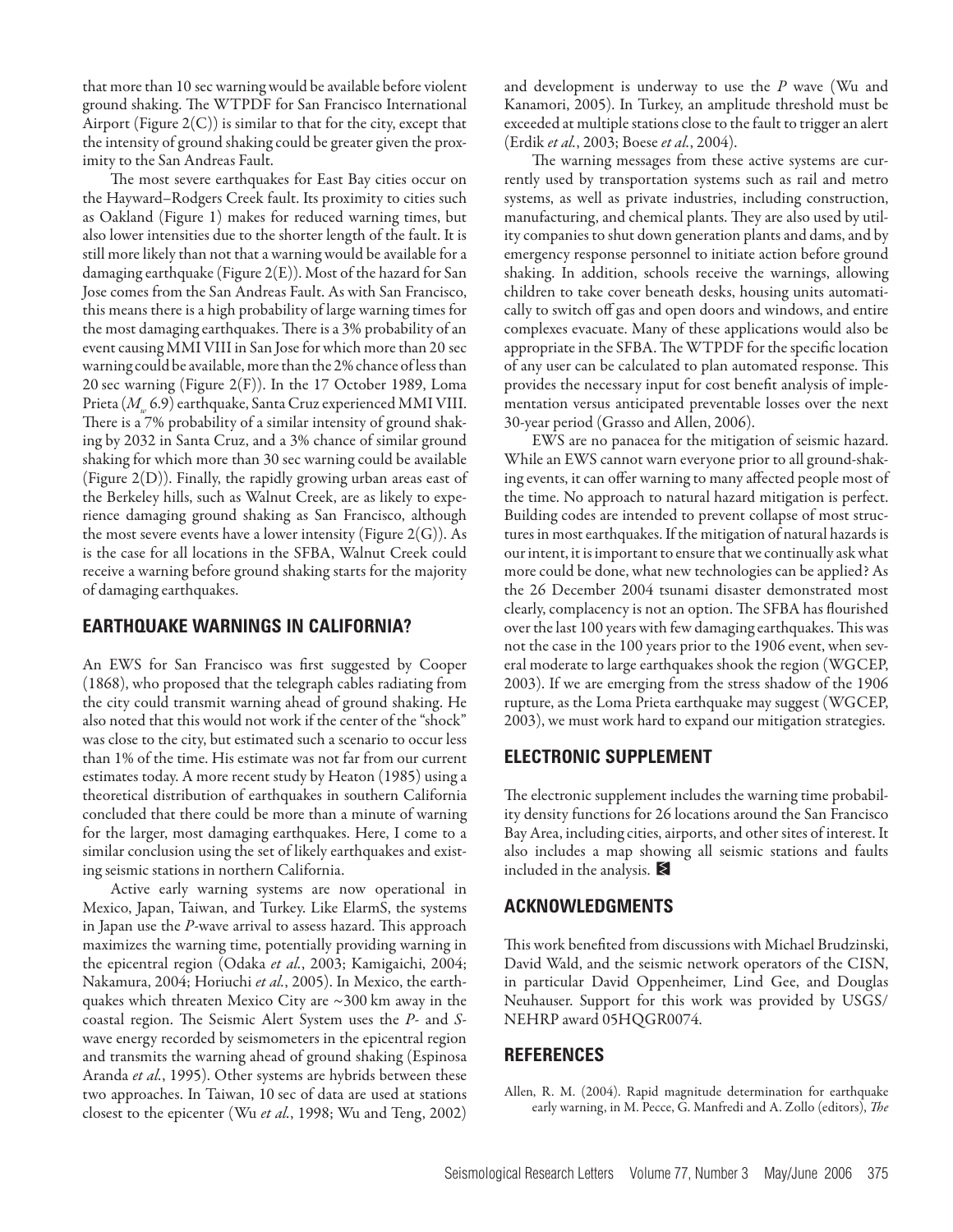that more than 10 sec warning would be available before violent ground shaking. The WTPDF for San Francisco International Airport (Figure 2(C)) is similar to that for the city, except that the intensity of ground shaking could be greater given the proximity to the San Andreas Fault.

The most severe earthquakes for East Bay cities occur on the Hayward–Rodgers Creek fault. Its proximity to cities such as Oakland (Figure 1) makes for reduced warning times, but also lower intensities due to the shorter length of the fault. It is still more likely than not that a warning would be available for a damaging earthquake (Figure 2(E)). Most of the hazard for San Jose comes from the San Andreas Fault. As with San Francisco, this means there is a high probability of large warning times for the most damaging earthquakes. There is a 3% probability of an event causing MMI VIII in San Jose for which more than 20 sec warning could be available, more than the 2% chance of less than 20 sec warning (Figure 2(F)). In the 17 October 1989, Loma Prieta ($M_w$ 6.9) earthquake, Santa Cruz experienced MMI VIII. There is a 7% probability of a similar intensity of ground shaking by 2032 in Santa Cruz, and a 3% chance of similar ground shaking for which more than 30 sec warning could be available (Figure 2(D)). Finally, the rapidly growing urban areas east of the Berkeley hills, such as Walnut Creek, are as likely to experience damaging ground shaking as San Francisco, although the most severe events have a lower intensity (Figure 2(G)). As is the case for all locations in the SFBA, Walnut Creek could receive a warning before ground shaking starts for the majority of damaging earthquakes.

## EARTHQUAKE WARNINGS IN CALIFORNIA?

An EWS for San Francisco was first suggested by Cooper (1868), who proposed that the telegraph cables radiating from the city could transmit warning ahead of ground shaking. He also noted that this would not work if the center of the "shock" was close to the city, but estimated such a scenario to occur less than 1% of the time. His estimate was not far from our current estimates today. A more recent study by Heaton (1985) using a theoretical distribution of earthquakes in southern California concluded that there could be more than a minute of warning for the larger, most damaging earthquakes. Here, I come to a similar conclusion using the set of likely earthquakes and existing seismic stations in northern California.

Active early warning systems are now operational in Mexico, Japan, Taiwan, and Turkey. Like ElarmS, the systems in Japan use the *P*-wave arrival to assess hazard. This approach maximizes the warning time, potentially providing warning in the epicentral region (Odaka *et al.*, 2003; Kamigaichi, 2004; Nakamura, 2004; Horiuchi *et al.*, 2005). In Mexico, the earthquakes which threaten Mexico City are ~300 km away in the coastal region. The Seismic Alert System uses the *P*- and *S*-wave energy recorded by seismometers in the epicentral region and transmits the warning ahead of ground shaking (Espinosa Aranda *et al.*, 1995). Other systems are hybrids between these two approaches. In Taiwan, 10 sec of data are used at stations closest to the epicenter (Wu *et al.*, 1998; Wu and Teng, 2002) and development is underway to use the *P* wave (Wu and Kanamori, 2005). In Turkey, an amplitude threshold must be exceeded at multiple stations close to the fault to trigger an alert (Erdik *et al.*, 2003; Boese *et al.*, 2004).

The warning messages from these active systems are currently used by transportation systems such as rail and metro systems, as well as private industries, including construction, manufacturing, and chemical plants. They are also used by utility companies to shut down generation plants and dams, and by emergency response personnel to initiate action before ground shaking. In addition, schools receive the warnings, allowing children to take cover beneath desks, housing units automatically to switch off gas and open doors and windows, and entire complexes evacuate. Many of these applications would also be appropriate in the SFBA. The WTPDF for the specific location of any user can be calculated to plan automated response. This provides the necessary input for cost benefit analysis of implementation versus anticipated preventable losses over the next 30-year period (Grasso and Allen, 2006).

EWS are no panacea for the mitigation of seismic hazard. While an EWS cannot warn everyone prior to all ground-shaking events, it can offer warning to many affected people most of the time. No approach to natural hazard mitigation is perfect. Building codes are intended to prevent collapse of most structures in most earthquakes. If the mitigation of natural hazards is our intent, it is important to ensure that we continually ask what more could be done, what new technologies can be applied? As the 26 December 2004 tsunami disaster demonstrated most clearly, complacency is not an option. The SFBA has flourished over the last 100 years with few damaging earthquakes. This was not the case in the 100 years prior to the 1906 event, when several moderate to large earthquakes shook the region (WGCEP, 2003). If we are emerging from the stress shadow of the 1906 rupture, as the Loma Prieta earthquake may suggest (WGCEP, 2003), we must work hard to expand our mitigation strategies.

## ELECTRONIC SUPPLEMENT

The electronic supplement includes the warning time probability density functions for 26 locations around the San Francisco Bay Area, including cities, airports, and other sites of interest. It also includes a map showing all seismic stations and faults included in the analysis.

## ACKNOWLEDGMENTS

This work benefited from discussions with Michael Brudzinski, David Wald, and the seismic network operators of the CISN, in particular David Oppenheimer, Lind Gee, and Douglas Neuhauser. Support for this work was provided by USGS/NEHRP award 05HQGR0074.

## REFERENCES

Allen, R. M. (2004). Rapid magnitude determination for earthquake early warning, in M. Pecce, G. Manfredi and A. Zollo (editors), *The*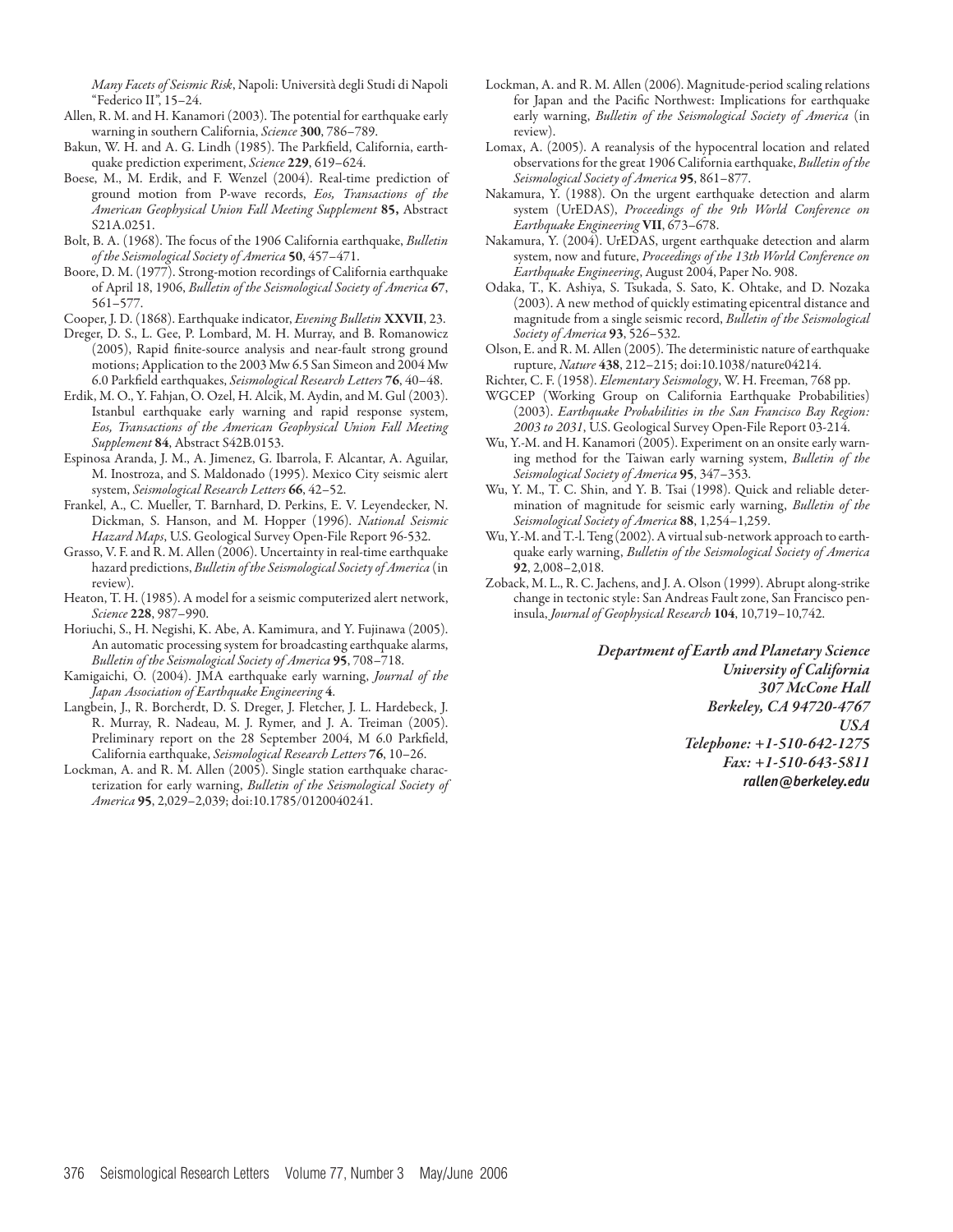*Many Facets of Seismic Risk*, Napoli: Università degli Studi di Napoli "Federico II", 15–24.

Allen, R. M. and H. Kanamori (2003). The potential for earthquake early warning in southern California, *Science* **300**, 786–789.

Bakun, W. H. and A. G. Lindh (1985). The Parkfield, California, earthquake prediction experiment, *Science* **229**, 619–624.

Boese, M., M. Erdik, and F. Wenzel (2004). Real-time prediction of ground motion from P-wave records, *Eos, Transactions of the American Geophysical Union Fall Meeting Supplement* **85,** Abstract S21A.0251.

Bolt, B. A. (1968). The focus of the 1906 California earthquake, *Bulletin of the Seismological Society of America* **50**, 457–471.

Boore, D. M. (1977). Strong-motion recordings of California earthquake of April 18, 1906, *Bulletin of the Seismological Society of America* **67**, 561–577.

Cooper, J. D. (1868). Earthquake indicator, *Evening Bulletin* **XXVII**, 23.

Dreger, D. S., L. Gee, P. Lombard, M. H. Murray, and B. Romanowicz (2005), Rapid finite-source analysis and near-fault strong ground motions; Application to the 2003 Mw 6.5 San Simeon and 2004 Mw 6.0 Parkfield earthquakes, *Seismological Research Letters* **76**, 40–48.

Erdik, M. O., Y. Fahjan, O. Ozel, H. Alcik, M. Aydin, and M. Gul (2003). Istanbul earthquake early warning and rapid response system, *Eos, Transactions of the American Geophysical Union Fall Meeting Supplement* **84**, Abstract S42B.0153.

Espinosa Aranda, J. M., A. Jimenez, G. Ibarrola, F. Alcantar, A. Aguilar, M. Inostroza, and S. Maldonado (1995). Mexico City seismic alert system, *Seismological Research Letters* **66**, 42–52.

Frankel, A., C. Mueller, T. Barnhard, D. Perkins, E. V. Leyendecker, N. Dickman, S. Hanson, and M. Hopper (1996). *National Seismic Hazard Maps*, U.S. Geological Survey Open-File Report 96-532.

Grasso, V. F. and R. M. Allen (2006). Uncertainty in real-time earthquake hazard predictions, *Bulletin of the Seismological Society of America* (in review).

Heaton, T. H. (1985). A model for a seismic computerized alert network, *Science* **228**, 987–990.

Horiuchi, S., H. Negishi, K. Abe, A. Kamimura, and Y. Fujinawa (2005). An automatic processing system for broadcasting earthquake alarms, *Bulletin of the Seismological Society of America* **95**, 708–718.

Kamigaichi, O. (2004). JMA earthquake early warning, *Journal of the Japan Association of Earthquake Engineering* **4**.

Langbein, J., R. Borcherdt, D. S. Dreger, J. Fletcher, J. L. Hardebeck, J. R. Murray, R. Nadeau, M. J. Rymer, and J. A. Treiman (2005). Preliminary report on the 28 September 2004, M 6.0 Parkfield, California earthquake, *Seismological Research Letters* **76**, 10–26.

Lockman, A. and R. M. Allen (2005). Single station earthquake characterization for early warning, *Bulletin of the Seismological Society of America* **95**, 2,029–2,039; doi:10.1785/0120040241.

Lockman, A. and R. M. Allen (2006). Magnitude-period scaling relations for Japan and the Pacific Northwest: Implications for earthquake early warning, *Bulletin of the Seismological Society of America* (in review).

Lomax, A. (2005). A reanalysis of the hypocentral location and related observations for the great 1906 California earthquake, *Bulletin of the Seismological Society of America* **95**, 861–877.

Nakamura, Y. (1988). On the urgent earthquake detection and alarm system (UrEDAS), *Proceedings of the 9th World Conference on Earthquake Engineering* **VII**, 673–678.

Nakamura, Y. (2004). UrEDAS, urgent earthquake detection and alarm system, now and future, *Proceedings of the 13th World Conference on Earthquake Engineering*, August 2004, Paper No. 908.

Odaka, T., K. Ashiya, S. Tsukada, S. Sato, K. Ohtake, and D. Nozaka (2003). A new method of quickly estimating epicentral distance and magnitude from a single seismic record, *Bulletin of the Seismological Society of America* **93**, 526–532.

Olson, E. and R. M. Allen (2005). The deterministic nature of earthquake rupture, *Nature* **438**, 212–215; doi:10.1038/nature04214.

Richter, C. F. (1958). *Elementary Seismology*, W. H. Freeman, 768 pp.

WGCEP (Working Group on California Earthquake Probabilities) (2003). *Earthquake Probabilities in the San Francisco Bay Region: 2003 to 2031*, U.S. Geological Survey Open-File Report 03-214.

Wu, Y.-M. and H. Kanamori (2005). Experiment on an onsite early warning method for the Taiwan early warning system, *Bulletin of the Seismological Society of America* **95**, 347–353.

Wu, Y. M., T. C. Shin, and Y. B. Tsai (1998). Quick and reliable determination of magnitude for seismic early warning, *Bulletin of the Seismological Society of America* **88**, 1,254–1,259.

Wu, Y.-M. and T.-l. Teng (2002). A virtual sub-network approach to earthquake early warning, *Bulletin of the Seismological Society of America* **92**, 2,008–2,018.

Zoback, M. L., R. C. Jachens, and J. A. Olson (1999). Abrupt along-strike change in tectonic style: San Andreas Fault zone, San Francisco peninsula, *Journal of Geophysical Research* **104**, 10,719–10,742.

***Department of Earth and Planetary Science***
***University of California***
***307 McCone Hall***
***Berkeley, CA 94720-4767***
***USA***
***Telephone: +1-510-642-1275***
***Fax: +1-510-643-5811***
***rallen@berkeley.edu***